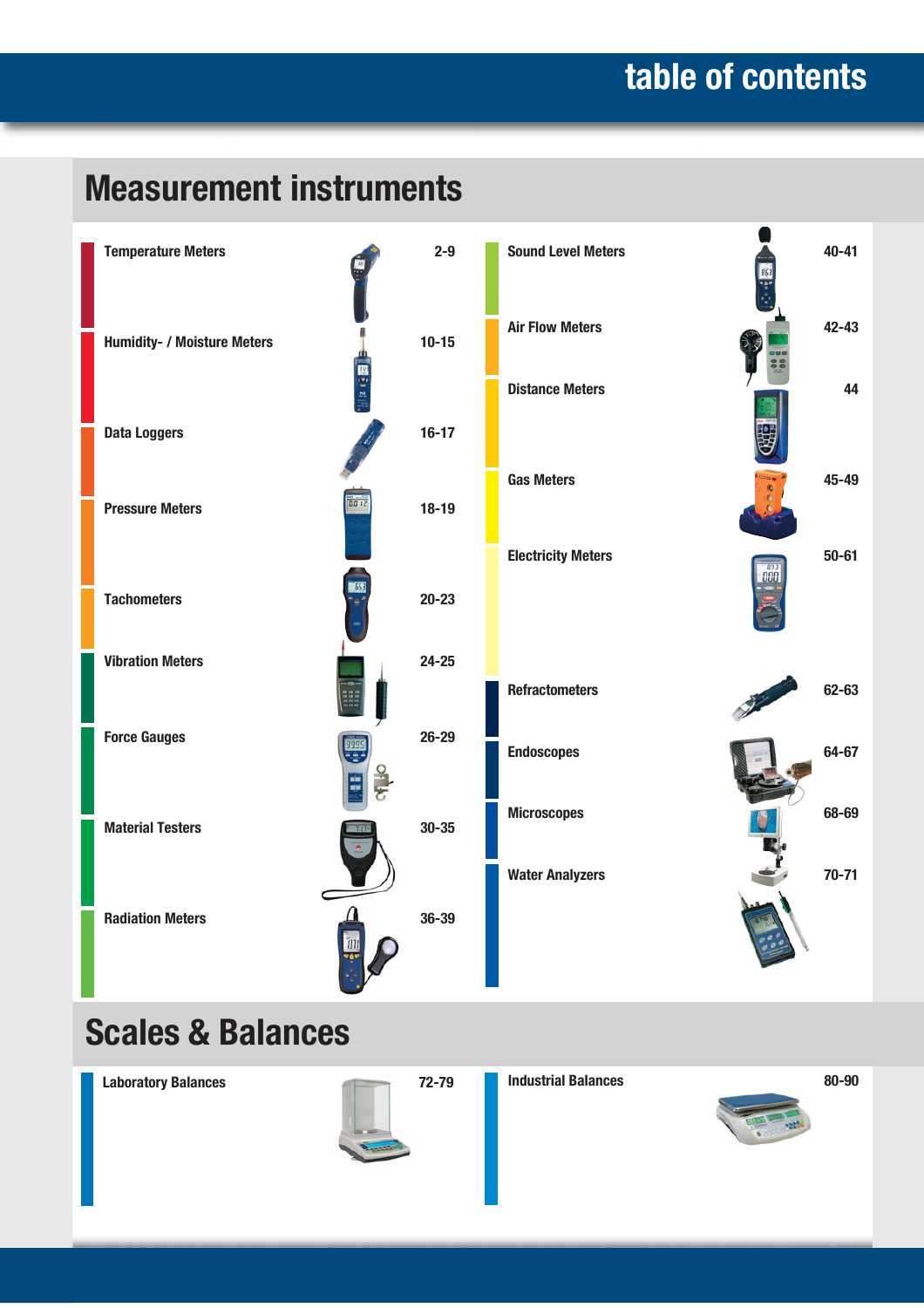# table of contents

## Measurement instruments

| Category | Pages |
|---|---|
| Temperature Meters | 2-9 |
| Humidity- / Moisture Meters | 10-15 |
| Data Loggers | 16-17 |
| Pressure Meters | 18-19 |
| Tachometers | 20-23 |
| Vibration Meters | 24-25 |
| Force Gauges | 26-29 |
| Material Testers | 30-35 |
| Radiation Meters | 36-39 |
| Sound Level Meters | 40-41 |
| Air Flow Meters | 42-43 |
| Distance Meters | 44 |
| Gas Meters | 45-49 |
| Electricity Meters | 50-61 |
| Refractometers | 62-63 |
| Endoscopes | 64-67 |
| Microscopes | 68-69 |
| Water Analyzers | 70-71 |

## Scales & Balances

| Category | Pages |
|---|---|
| Laboratory Balances | 72-79 |
| Industrial Balances | 80-90 |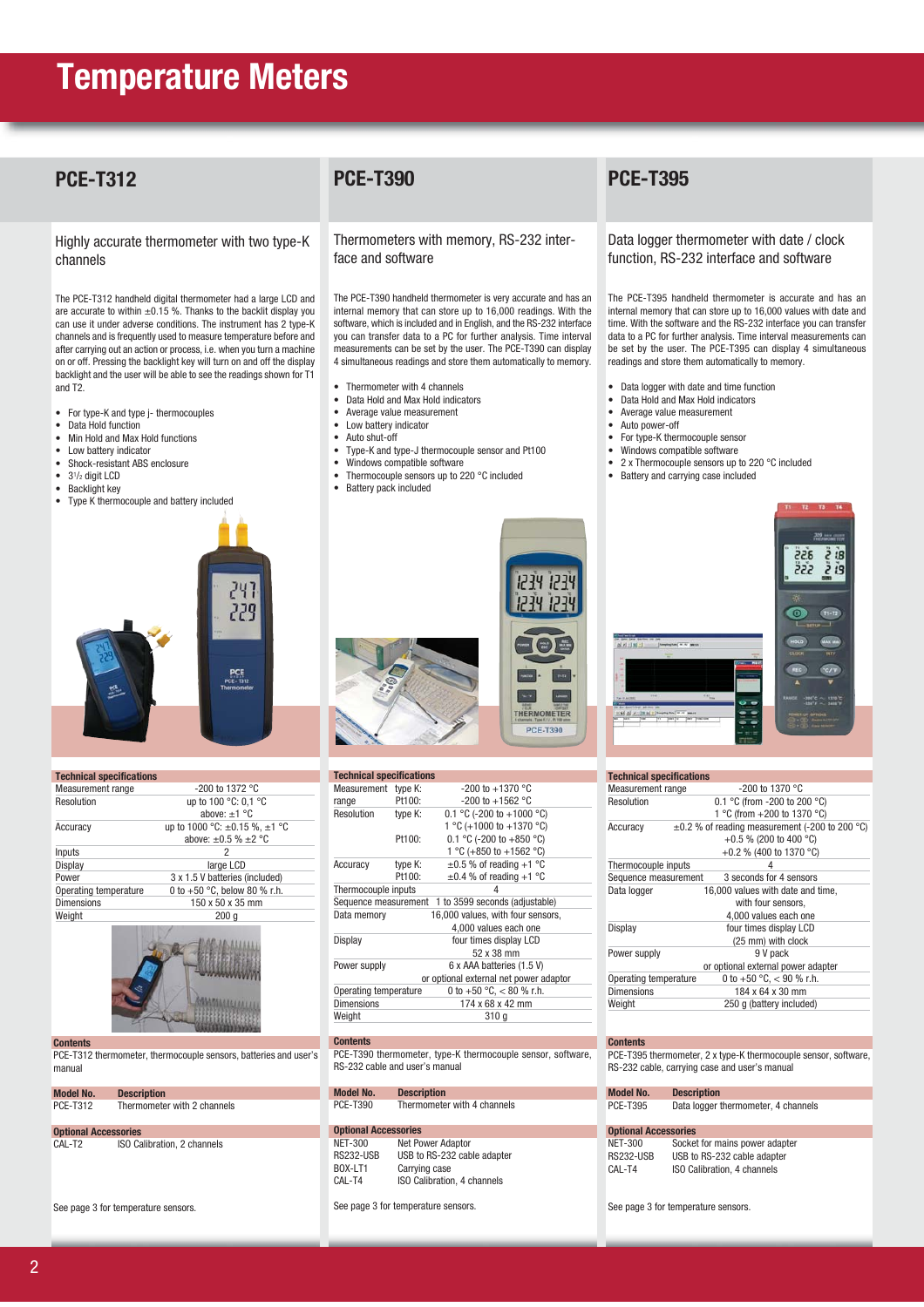# Temperature Meters

## PCE-T312

### Highly accurate thermometer with two type-K channels

The PCE-T312 handheld digital thermometer had a large LCD and are accurate to within ±0.15 %. Thanks to the backlit display you can use it under adverse conditions. The instrument has 2 type-K channels and is frequently used to measure temperature before and after carrying out an action or process, i.e. when you turn a machine on or off. Pressing the backlight key will turn on and off the display backlight and the user will be able to see the readings shown for T1 and T2.

- For type-K and type j- thermocouples
- Data Hold function
- Min Hold and Max Hold functions
- Low battery indicator
- Shock-resistant ABS enclosure
- 3½ digit LCD
- Backlight key
- Type K thermocouple and battery included

**Technical specifications**

| | |
|---|---|
| Measurement range | -200 to 1372 °C |
| Resolution | up to 100 °C: 0,1 °C<br>above: ±1 °C |
| Accuracy | up to 1000 °C: ±0.15 %, ±1 °C<br>above: ±0.5 % ±2 °C |
| Inputs | 2 |
| Display | large LCD |
| Power | 3 x 1.5 V batteries (included) |
| Operating temperature | 0 to +50 °C, below 80 % r.h. |
| Dimensions | 150 x 50 x 35 mm |
| Weight | 200 g |

**Contents**

PCE-T312 thermometer, thermocouple sensors, batteries and user's manual

| Model No. | Description |
|---|---|
| PCE-T312 | Thermometer with 2 channels |

| Optional Accessories | |
|---|---|
| CAL-T2 | ISO Calibration, 2 channels |

See page 3 for temperature sensors.

## PCE-T390

### Thermometers with memory, RS-232 interface and software

The PCE-T390 handheld thermometer is very accurate and has an internal memory that can store up to 16,000 readings. With the software, which is included and in English, and the RS-232 interface you can transfer data to a PC for further analysis. Time interval measurements can be set by the user. The PCE-T390 can display 4 simultaneous readings and store them automatically to memory.

- Thermometer with 4 channels
- Data Hold and Max Hold indicators
- Average value measurement
- Low battery indicator
- Auto shut-off
- Type-K and type-J thermocouple sensor and Pt100
- Windows compatible software
- Thermocouple sensors up to 220 °C included
- Battery pack included

**Technical specifications**

| | | |
|---|---|---|
| Measurement range | type K: | -200 to +1370 °C |
| | Pt100: | -200 to +1562 °C |
| Resolution | type K: | 0.1 °C (-200 to +1000 °C) |
| | | 1 °C (+1000 to +1370 °C) |
| | Pt100: | 0.1 °C (-200 to +850 °C) |
| | | 1 °C (+850 to +1562 °C) |
| Accuracy | type K: | ±0.5 % of reading +1 °C |
| | Pt100: | ±0.4 % of reading +1 °C |
| Thermocouple inputs | | 4 |
| Sequence measurement | | 1 to 3599 seconds (adjustable) |
| Data memory | | 16,000 values, with four sensors, 4,000 values each one |
| Display | | four times display LCD 52 x 38 mm |
| Power supply | | 6 x AAA batteries (1.5 V) or optional external net power adaptor |
| Operating temperature | | 0 to +50 °C, < 80 % r.h. |
| Dimensions | | 174 x 68 x 42 mm |
| Weight | | 310 g |

**Contents**

PCE-T390 thermometer, type-K thermocouple sensor, software, RS-232 cable and user's manual

| Model No. | Description |
|---|---|
| PCE-T390 | Thermometer with 4 channels |

| Optional Accessories | |
|---|---|
| NET-300 | Net Power Adaptor |
| RS232-USB | USB to RS-232 cable adapter |
| BOX-LT1 | Carrying case |
| CAL-T4 | ISO Calibration, 4 channels |

See page 3 for temperature sensors.

## PCE-T395

### Data logger thermometer with date / clock function, RS-232 interface and software

The PCE-T395 handheld thermometer is accurate and has an internal memory that can store up to 16,000 values with date and time. With the software and the RS-232 interface you can transfer data to a PC for further analysis. Time interval measurements can be set by the user. The PCE-T395 can display 4 simultaneous readings and store them automatically to memory.

- Data logger with date and time function
- Data Hold and Max Hold indicators
- Average value measurement
- Auto power-off
- For type-K thermocouple sensor
- Windows compatible software
- 2 x Thermocouple sensors up to 220 °C included
- Battery and carrying case included

**Technical specifications**

| | |
|---|---|
| Measurement range | -200 to 1370 °C |
| Resolution | 0.1 °C (from -200 to 200 °C)<br>1 °C (from +200 to 1370 °C) |
| Accuracy | ±0.2 % of reading measurement (-200 to 200 °C)<br>+0.5 % (200 to 400 °C)<br>+0.2 % (400 to 1370 °C) |
| Thermocouple inputs | 4 |
| Sequence measurement | 3 seconds for 4 sensors |
| Data logger | 16,000 values with date and time, with four sensors, 4,000 values each one |
| Display | four times display LCD (25 mm) with clock |
| Power supply | 9 V pack or optional external power adapter |
| Operating temperature | 0 to +50 °C, < 90 % r.h. |
| Dimensions | 184 x 64 x 30 mm |
| Weight | 250 g (battery included) |

**Contents**

PCE-T395 thermometer, 2 x type-K thermocouple sensor, software, RS-232 cable, carrying case and user's manual

| Model No. | Description |
|---|---|
| PCE-T395 | Data logger thermometer, 4 channels |

| Optional Accessories | |
|---|---|
| NET-300 | Socket for mains power adapter |
| RS232-USB | USB to RS-232 cable adapter |
| CAL-T4 | ISO Calibration, 4 channels |

See page 3 for temperature sensors.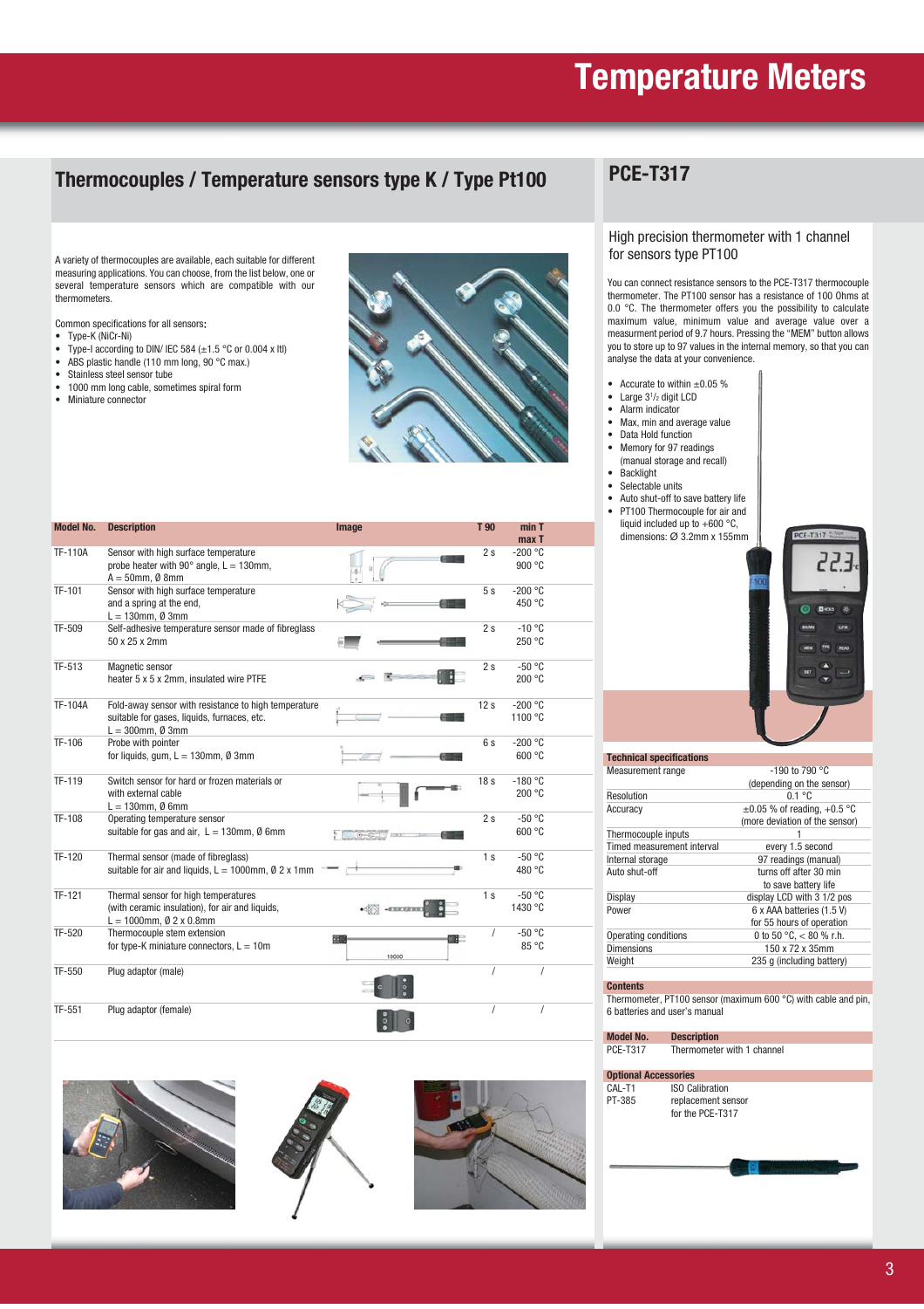# Temperature Meters

## Thermocouples / Temperature sensors type K / Type Pt100

A variety of thermocouples are available, each suitable for different measuring applications. You can choose, from the list below, one or several temperature sensors which are compatible with our thermometers.

Common specifications for all sensors:

- Type-K (NiCr-Ni)
- Type-I according to DIN/ IEC 584 (±1.5 °C or 0.004 x ltl)
- ABS plastic handle (110 mm long, 90 °C max.)
- Stainless steel sensor tube
- 1000 mm long cable, sometimes spiral form
- Miniature connector

| Model No. | Description | Image | T 90 | min T max T |
|---|---|---|---|---|
| TF-110A | Sensor with high surface temperature probe heater with 90° angle, L = 130mm, A = 50mm, Ø 8mm | | 2 s | -200 °C 900 °C |
| TF-101 | Sensor with high surface temperature and a spring at the end, L = 130mm, Ø 3mm | | 5 s | -200 °C 450 °C |
| TF-509 | Self-adhesive temperature sensor made of fibreglass 50 x 25 x 2mm | | 2 s | -10 °C 250 °C |
| TF-513 | Magnetic sensor heater 5 x 5 x 2mm, insulated wire PTFE | | 2 s | -50 °C 200 °C |
| TF-104A | Fold-away sensor with resistance to high temperature suitable for gases, liquids, furnaces, etc. L = 300mm, Ø 3mm | | 12 s | -200 °C 1100 °C |
| TF-106 | Probe with pointer for liquids, gum, L = 130mm, Ø 3mm | | 6 s | -200 °C 600 °C |
| TF-119 | Switch sensor for hard or frozen materials or with external cable L = 130mm, Ø 6mm | | 18 s | -180 °C 200 °C |
| TF-108 | Operating temperature sensor suitable for gas and air, L = 130mm, Ø 6mm | | 2 s | -50 °C 600 °C |
| TF-120 | Thermal sensor (made of fibreglass) suitable for air and liquids, L = 1000mm, Ø 2 x 1mm | | 1 s | -50 °C 480 °C |
| TF-121 | Thermal sensor for high temperatures (with ceramic insulation), for air and liquids, L = 1000mm, Ø 2 x 0.8mm | | 1 s | -50 °C 1430 °C |
| TF-520 | Thermocouple stem extension for type-K miniature connectors, L = 10m | | / | -50 °C 85 °C |
| TF-550 | Plug adaptor (male) | | / | / |
| TF-551 | Plug adaptor (female) | | / | / |

## PCE-T317

High precision thermometer with 1 channel for sensors type PT100

You can connect resistance sensors to the PCE-T317 thermocouple thermometer. The PT100 sensor has a resistance of 100 Ohms at 0.0 °C. The thermometer offers you the possibility to calculate maximum value, minimum value and average value over a measurement period of 9.7 hours. Pressing the "MEM" button allows you to store up to 97 values in the internal memory, so that you can analyse the data at your convenience.

- Accurate to within ±0.05 %
- Large 3½ digit LCD
- Alarm indicator
- Max, min and average value
- Data Hold function
- Memory for 97 readings (manual storage and recall)
- Backlight
- Selectable units
- Auto shut-off to save battery life
- PT100 Thermocouple for air and liquid included up to +600 °C, dimensions: Ø 3.2mm x 155mm

| Technical specifications | |
|---|---|
| Measurement range | -190 to 790 °C (depending on the sensor) |
| Resolution | 0.1 °C |
| Accuracy | ±0.05 % of reading, +0.5 °C (more deviation of the sensor) |
| Thermocouple inputs | 1 |
| Timed measurement interval | every 1.5 second |
| Internal storage | 97 readings (manual) |
| Auto shut-off | turns off after 30 min to save battery life |
| Display | display LCD with 3 1/2 pos |
| Power | 6 x AAA batteries (1.5 V) for 55 hours of operation |
| Operating conditions | 0 to 50 °C, < 80 % r.h. |
| Dimensions | 150 x 72 x 35mm |
| Weight | 235 g (including battery) |

**Contents**

Thermometer, PT100 sensor (maximum 600 °C) with cable and pin, 6 batteries and user's manual

| Model No. | Description |
|---|---|
| PCE-T317 | Thermometer with 1 channel |

| Optional Accessories | |
|---|---|
| CAL-T1 | ISO Calibration |
| PT-385 | replacement sensor for the PCE-T317 |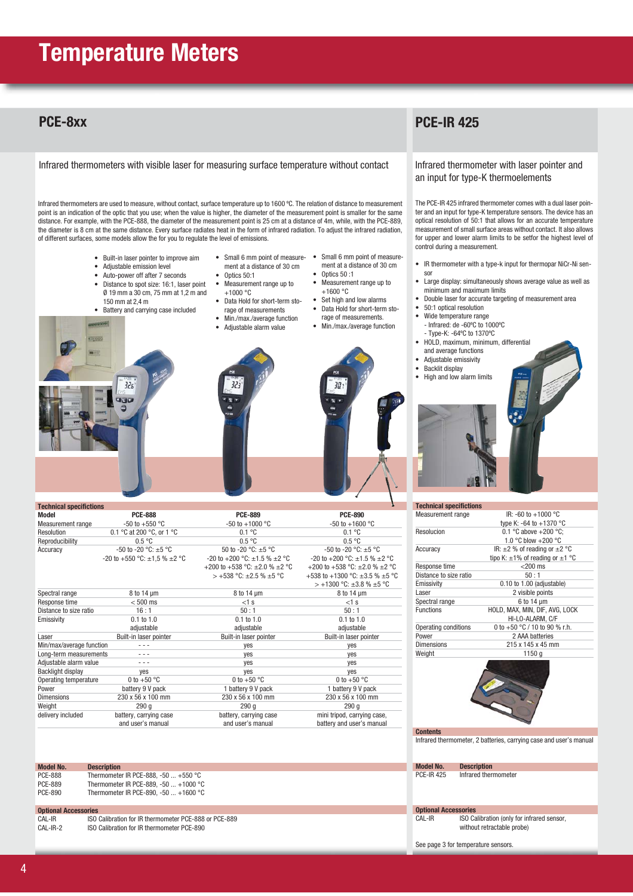# Temperature Meters

## PCE-8xx

### Infrared thermometers with visible laser for measuring surface temperature without contact

Infrared thermometers are used to measure, without contact, surface temperature up to 1600 ºC. The relation of distance to measurement point is an indication of the optic that you use; when the value is higher, the diameter of the measurement point is smaller for the same distance. For example, with the PCE-888, the diameter of the measurement point is 25 cm at a distance of 4m, while, with the PCE-889, the diameter is 8 cm at the same distance. Every surface radiates heat in the form of infrared radiation. To adjust the infrared radiation, of different surfaces, some models allow the for you to regulate the level of emissions.

- Built-in laser pointer to improve aim
- Adjustable emission level
- Auto-power off after 7 seconds
- Distance to spot size: 16:1, laser point Ø 19 mm a 30 cm, 75 mm at 1,2 m and 150 mm at 2,4 m
- Battery and carrying case included

- Small 6 mm point of measurement at a distance of 30 cm
- Optics 50:1
- Measurement range up to +1000 °C
- Data Hold for short-term storage of measurements
- Min./max./average function
- Adjustable alarm value

- Small 6 mm point of measurement at a distance of 30 cm
- Optics 50 :1
- Measurement range up to +1600 °C
- Set high and low alarms
- Data Hold for short-term storage of measurements.
- Min./max./average function

**Technical specifications**

| Model | PCE-888 | PCE-889 | PCE-890 |
|---|---|---|---|
| Measurement range | -50 to +550 °C | -50 to +1000 °C | -50 to +1600 °C |
| Resolution | 0.1 °C at 200 °C, or 1 °C | 0.1 °C | 0.1 °C |
| Reproducibility | 0.5 °C | 0.5 °C | 0.5 °C |
| Accuracy | -50 to -20 °C: ±5 °C<br>-20 to +550 °C: ±1,5 % ±2 °C | 50 to -20 °C: ±5 °C<br>-20 to +200 °C: ±1.5 % ±2 °C<br>+200 to +538 °C: ±2.0 % ±2 °C<br>> +538 °C: ±2.5 % ±5 °C | -50 to -20 °C: ±5 °C<br>-20 to +200 °C: ±1.5 % ±2 °C<br>+200 to +538 °C: ±2.0 % ±2 °C<br>+538 to +1300 °C: ±3.5 % ±5 °C<br>> +1300 °C: ±3.8 % ±5 °C |
| Spectral range | 8 to 14 µm | 8 to 14 µm | 8 to 14 µm |
| Response time | < 500 ms | <1 s | <1 s |
| Distance to size ratio | 16 : 1 | 50 : 1 | 50 : 1 |
| Emissivity | 0.1 to 1.0 adjustable | 0.1 to 1.0 adjustable | 0.1 to 1.0 adjustable |
| Laser | Built-in laser pointer | Built-in laser pointer | Built-in laser pointer |
| Min/max/average function | - - - | yes | yes |
| Long-term measurements | - - - | yes | yes |
| Adjustable alarm value | - - - | yes | yes |
| Backlight display | yes | yes | yes |
| Operating temperature | 0 to +50 °C | 0 to +50 °C | 0 to +50 °C |
| Power | battery 9 V pack | 1 battery 9 V pack | 1 battery 9 V pack |
| Dimensions | 230 x 56 x 100 mm | 230 x 56 x 100 mm | 230 x 56 x 100 mm |
| Weight | 290 g | 290 g | 290 g |
| delivery included | battery, carrying case and user's manual | battery, carrying case and user's manual | mini tripod, carrying case, battery and user's manual |

| Model No. | Description |
|---|---|
| PCE-888 | Thermometer IR PCE-888, -50 ... +550 °C |
| PCE-889 | Thermometer IR PCE-889, -50 ... +1000 °C |
| PCE-890 | Thermometer IR PCE-890, -50 ... +1600 °C |

| Optional Accessories | |
|---|---|
| CAL-IR | ISO Calibration for IR thermometer PCE-888 or PCE-889 |
| CAL-IR-2 | ISO Calibration for IR thermometer PCE-890 |

## PCE-IR 425

### Infrared thermometer with laser pointer and an input for type-K thermoelements

The PCE-IR 425 infrared thermometer comes with a dual laser pointer and an input for type-K temperature sensors. The device has an optical resolution of 50:1 that allows for an accurate temperature measurement of small surface areas without contact. It also allows for upper and lower alarm limits to be setfor the highest level of control during a measurement.

- IR thermometer with a type-k input for thermopar NiCr-Ni sensor
- Large display: simultaneously shows average value as well as minimum and maximum limits
- Double laser for accurate targeting of measurement area
- 50:1 optical resolution
- Wide temperature range
  - Infrared: de -60ºC to 1000ºC
  - Type-K: -64ºC to 1370ºC
- HOLD, maximum, minimum, differential and average functions
- Adjustable emissivity
- Backlit display
- High and low alarm limits

**Technical specifications**

| | |
|---|---|
| Measurement range | IR: -60 to +1000 °C<br>type K: -64 to +1370 °C |
| Resolucion | 0.1 °C above +200 °C;<br>1.0 °C blow +200 °C |
| Accuracy | IR: ±2 % of reading or ±2 °C<br>tipo K: ±1% of reading or ±1 °C |
| Response time | <200 ms |
| Distance to size ratio | 50 : 1 |
| Emissivity | 0.10 to 1.00 (adjustable) |
| Laser | 2 visible points |
| Spectral range | 6 to 14 µm |
| Functions | HOLD, MAX, MIN, DIF, AVG, LOCK<br>HI-LO-ALARM, C/F |
| Operating conditions | 0 to +50 °C / 10 to 90 % r.h. |
| Power | 2 AAA batteries |
| Dimensions | 215 x 145 x 45 mm |
| Weight | 1150 g |

**Contents**

Infrared thermometer, 2 batteries, carrying case and user's manual

| Model No. | Description |
|---|---|
| PCE-IR 425 | Infrared thermometer |

| Optional Accessories | |
|---|---|
| CAL-IR | ISO Calibration (only for infrared sensor, without retractable probe) |

See page 3 for temperature sensors.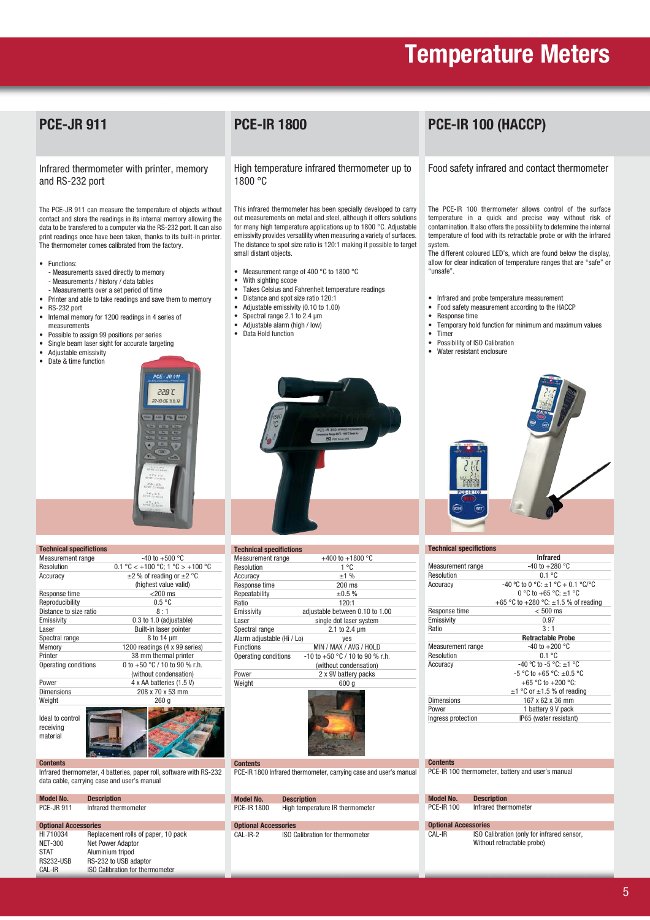# Temperature Meters

## PCE-JR 911

### Infrared thermometer with printer, memory and RS-232 port

The PCE-JR 911 can measure the temperature of objects without contact and store the readings in its internal memory allowing the data to be transfered to a computer via the RS-232 port. It can also print readings once have been taken, thanks to its built-in printer. The thermometer comes calibrated from the factory.

- Functions:
  - Measurements saved directly to memory
  - Measurements / history / data tables
  - Measurements over a set period of time
- Printer and able to take readings and save them to memory
- RS-232 port
- Internal memory for 1200 readings in 4 series of measurements
- Possible to assign 99 positions per series
- Single beam laser sight for accurate targeting
- Adjustable emissivity
- Date & time function

| Technical specifications | |
|---|---|
| Measurement range | -40 to +500 °C |
| Resolution | 0.1 °C < +100 °C; 1 °C > +100 °C |
| Accuracy | ±2 % of reading or ±2 °C (highest value valid) |
| Response time | <200 ms |
| Reproducibility | 0.5 °C |
| Distance to size ratio | 8 : 1 |
| Emissivity | 0.3 to 1.0 (adjustable) |
| Laser | Built-in laser pointer |
| Spectral range | 8 to 14 µm |
| Memory | 1200 readings (4 x 99 series) |
| Printer | 38 mm thermal printer |
| Operating conditions | 0 to +50 °C / 10 to 90 % r.h. (without condensation) |
| Power | 4 x AA batteries (1.5 V) |
| Dimensions | 208 x 70 x 53 mm |
| Weight | 260 g |

Ideal to control receiving material

**Contents**

Infrared thermometer, 4 batteries, paper roll, software with RS-232 data cable, carrying case and user's manual

| Model No. | Description |
|---|---|
| PCE-JR 911 | Infrared thermometer |

| Optional Accessories | |
|---|---|
| HI 710034 | Replacement rolls of paper, 10 pack |
| NET-300 | Net Power Adaptor |
| STAT | Aluminium tripod |
| RS232-USB | RS-232 to USB adaptor |
| CAL-IR | ISO Calibration for thermometer |

## PCE-IR 1800

### High temperature infrared thermometer up to 1800 °C

This infrared thermometer has been specially developed to carry out measurements on metal and steel, although it offers solutions for many high temperature applications up to 1800 °C. Adjustable emissivity provides versatility when measuring a variety of surfaces. The distance to spot size ratio is 120:1 making it possible to target small distant objects.

- Measurement range of 400 °C to 1800 °C
- With sighting scope
- Takes Celsius and Fahrenheit temperature readings
- Distance and spot size ratio 120:1
- Adjustable emissivity (0.10 to 1.00)
- Spectral range 2.1 to 2.4 µm
- Adjustable alarm (high / low)
- Data Hold function

| Technical specifications | |
|---|---|
| Measurement range | +400 to +1800 °C |
| Resolution | 1 °C |
| Accuracy | ±1 % |
| Response time | 200 ms |
| Repeatability | ±0.5 % |
| Ratio | 120:1 |
| Emissivity | adjustable between 0.10 to 1.00 |
| Laser | single dot laser system |
| Spectral range | 2.1 to 2.4 µm |
| Alarm adjustable (Hi / Lo) | yes |
| Functions | MIN / MAX / AVG / HOLD |
| Operating conditions | -10 to +50 °C / 10 to 90 % r.h. (without condensation) |
| Power | 2 x 9V battery packs |
| Weight | 600 g |

**Contents**

PCE-IR 1800 Infrared thermometer, carrying case and user's manual

| Model No. | Description |
|---|---|
| PCE-IR 1800 | High temperature IR thermometer |

| Optional Accessories | |
|---|---|
| CAL-IR-2 | ISO Calibration for thermometer |

## PCE-IR 100 (HACCP)

### Food safety infrared and contact thermometer

The PCE-IR 100 thermometer allows control of the surface temperature in a quick and precise way without risk of contamination. It also offers the possibility to determine the internal temperature of food with its retractable probe or with the infrared system.

The different coloured LED's, which are found below the display, allow for clear indication of temperature ranges that are "safe" or "unsafe".

- Infrared and probe temperature measurement
- Food safety measurement according to the HACCP
- Response time
- Temporary hold function for minimum and maximum values
- Timer
- Possibility of ISO Calibration
- Water resistant enclosure

| Technical specifications | |
|---|---|
| | **Infrared** |
| Measurement range | -40 to +280 °C |
| Resolution | 0.1 °C |
| Accuracy | -40 °C to 0 °C: ±1 °C + 0.1 °C/°C<br>0 °C to +65 °C: ±1 °C<br>+65 °C to +280 °C: ±1.5 % of reading |
| Response time | < 500 ms |
| Emissivity | 0.97 |
| Ratio | 3 : 1 |
| | **Retractable Probe** |
| Measurement range | -40 to +200 °C |
| Resolution | 0.1 °C |
| Accuracy | -40 °C to -5 °C: ±1 °C<br>-5 °C to +65 °C: ±0.5 °C<br>+65 °C to +200 °C: ±1 °C or ±1.5 % of reading |
| Dimensions | 167 x 62 x 36 mm |
| Power | 1 battery 9 V pack |
| Ingress protection | IP65 (water resistant) |

**Contents**

PCE-IR 100 thermometer, battery and user's manual

| Model No. | Description |
|---|---|
| PCE-IR 100 | Infrared thermometer |

| Optional Accessories | |
|---|---|
| CAL-IR | ISO Calibration (only for infrared sensor, Without retractable probe) |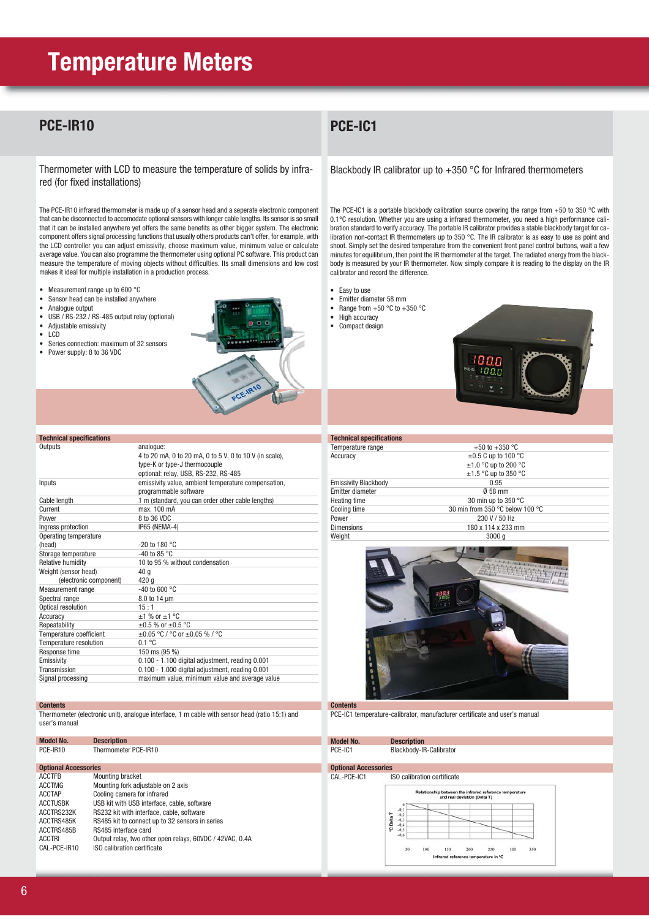# Temperature Meters

## PCE-IR10

### Thermometer with LCD to measure the temperature of solids by infra-red (for fixed installations)

The PCE-IR10 infrared thermometer is made up of a sensor head and a seperate electronic component that can be disconnected to accomodate optional sensors with longer cable lengths. Its sensor is so small that it can be installed anywhere yet offers the same benefits as other bigger system. The electronic component offers signal processing functions that usually others products can't offer, for example, with the LCD controller you can adjust emissivity, choose maximum value, minimum value or calculate average value. You can also programme the thermometer using optional PC software. This product can measure the temperature of moving objects without difficulties. Its small dimensions and low cost makes it ideal for multiple installation in a production process.

- Measurement range up to 600 °C
- Sensor head can be installed anywhere
- Analogue output
- USB / RS-232 / RS-485 output relay (optional)
- Adjustable emissivity
- LCD
- Series connection: maximum of 32 sensors
- Power supply: 8 to 36 VDC

| Technical specifications | |
|---|---|
| Outputs | analogue:<br>4 to 20 mA, 0 to 20 mA, 0 to 5 V, 0 to 10 V (in scale),<br>type-K or type-J thermocouple<br>optional: relay, USB, RS-232, RS-485 |
| Inputs | emissivity value, ambient temperature compensation, programmable software |
| Cable length | 1 m (standard, you can order other cable lengths) |
| Current | max. 100 mA |
| Power | 8 to 36 VDC |
| Ingress protection | IP65 (NEMA-4) |
| Operating temperature (head) | -20 to 180 °C |
| Storage temperature | -40 to 85 °C |
| Relative humidity | 10 to 95 % without condensation |
| Weight (sensor head) | 40 g |
| (electronic component) | 420 g |
| Measurement range | -40 to 600 °C |
| Spectral range | 8.0 to 14 µm |
| Optical resolution | 15 : 1 |
| Accuracy | ±1 % or ±1 °C |
| Repeatability | ±0.5 % or ±0.5 °C |
| Temperature coefficient | ±0.05 °C / °C or ±0.05 % / °C |
| Temperature resolution | 0.1 °C |
| Response time | 150 ms (95 %) |
| Emissivity | 0.100 - 1.100 digital adjustment, reading 0.001 |
| Transmission | 0.100 - 1.000 digital adjustment, reading 0.001 |
| Signal processing | maximum value, minimum value and average value |

**Contents**

Thermometer (electronic unit), analogue interface, 1 m cable with sensor head (ratio 15:1) and user's manual

| Model No. | Description |
|---|---|
| PCE-IR10 | Thermometer PCE-IR10 |

| Optional Accessories | |
|---|---|
| ACCTFB | Mounting bracket |
| ACCTMG | Mounting fork adjustable on 2 axis |
| ACCTAP | Cooling camera for infrared |
| ACCTUSBK | USB kit with USB interface, cable, software |
| ACCTRS232K | RS232 kit with interface, cable, software |
| ACCTRS485K | RS485 kit to connect up to 32 sensors in series |
| ACCTRS485B | RS485 interface card |
| ACCTRI | Output relay, two other open relays, 60VDC / 42VAC, 0.4A |
| CAL-PCE-IR10 | ISO calibration certificate |

## PCE-IC1

### Blackbody IR calibrator up to +350 °C for Infrared thermometers

The PCE-IC1 is a portable blackbody calibration source covering the range from +50 to 350 °C with 0.1°C resolution. Whether you are using a infrared thermometer, you need a high performance calibration standard to verify accuracy. The portable IR calibrator provides a stable blackbody target for calibration non-contact IR thermometers up to 350 °C. The IR calibrator is as easy to use as point and shoot. Simply set the desired temperature from the convenient front panel control buttons, wait a few minutes for equilibrium, then point the IR thermometer at the target. The radiated energy from the blackbody is measured by your IR thermometer. Now simply compare it is reading to the display on the IR calibrator and record the difference.

- Easy to use
- Emitter diameter 58 mm
- Range from +50 °C to +350 °C
- High accuracy
- Compact design

| Technical specifications | |
|---|---|
| Temperature range | +50 to +350 °C |
| Accuracy | ±0.5 C up to 100 °C<br>±1.0 °C up to 200 °C<br>±1.5 °C up to 350 °C |
| Emissivity Blackbody | 0.95 |
| Emitter diameter | Ø 58 mm |
| Heating time | 30 min up to 350 °C |
| Cooling time | 30 min from 350 °C below 100 °C |
| Power | 230 V / 50 Hz |
| Dimensions | 180 x 114 x 233 mm |
| Weight | 3000 g |

**Contents**

PCE-IC1 temperature-calibrator, manufacturer certificate and user's manual

| Model No. | Description |
|---|---|
| PCE-IC1 | Blackbody-IR-Calibrator |

| Optional Accessories | |
|---|---|
| CAL-PCE-IC1 | ISO calibration certificate |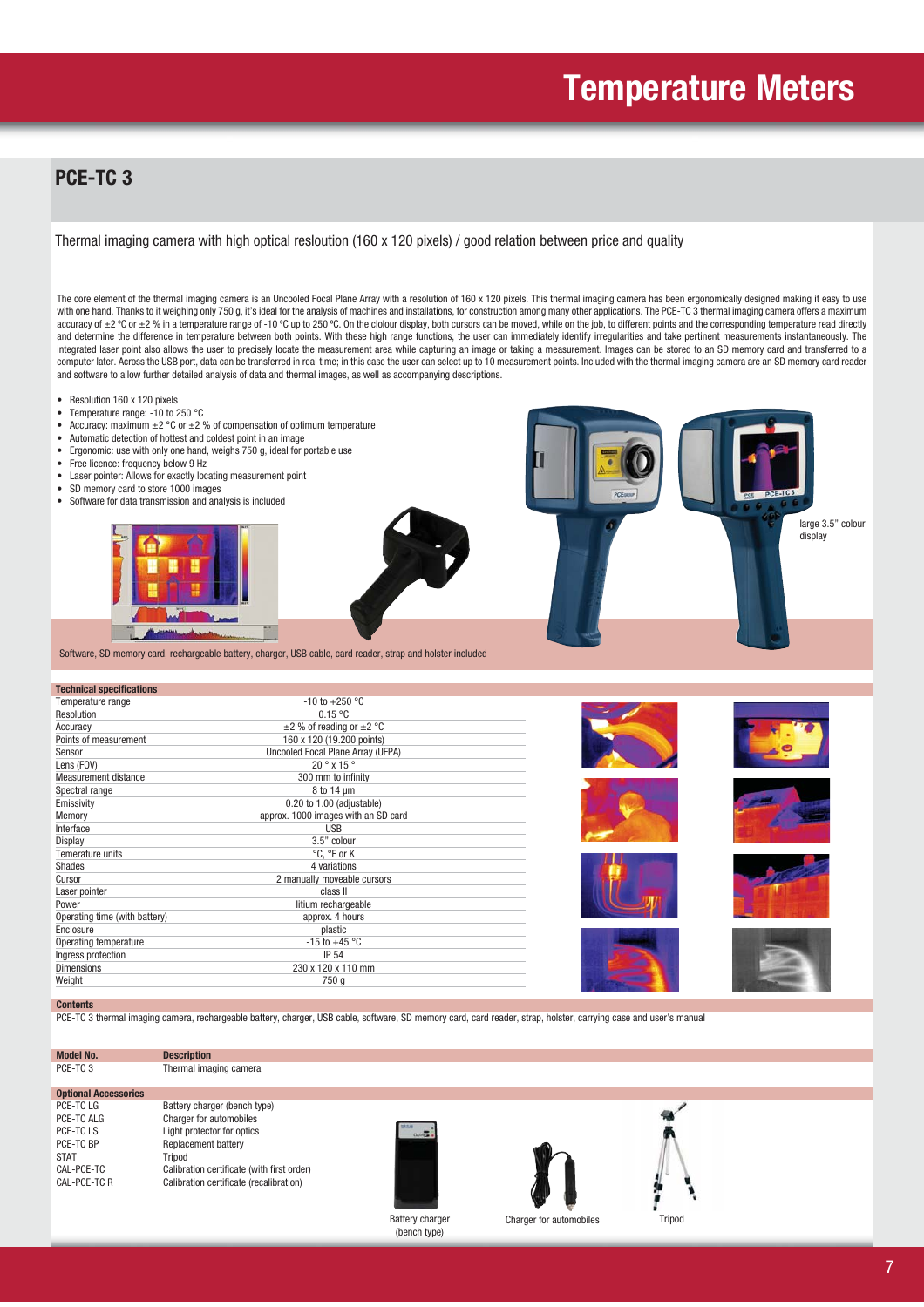# Temperature Meters

## PCE-TC 3

Thermal imaging camera with high optical resloution (160 x 120 pixels) / good relation between price and quality

The core element of the thermal imaging camera is an Uncooled Focal Plane Array with a resolution of 160 x 120 pixels. This thermal imaging camera has been ergonomically designed making it easy to use with one hand. Thanks to it weighing only 750 g, it's ideal for the analysis of machines and installations, for construction among many other applications. The PCE-TC 3 thermal imaging camera offers a maximum accuracy of ±2 °C or ±2 % in a temperature range of -10 °C up to 250 °C. On the colour display, both cursors can be moved, while on the job, to different points and the corresponding temperature read directly and determine the difference in temperature between both points. With these high range functions, the user can immediately identify irregularities and take pertinent measurements instantaneously. The integrated laser point also allows the user to precisely locate the measurement area while capturing an image or taking a measurement. Images can be stored to an SD memory card and transferred to a computer later. Across the USB port, data can be transferred in real time; in this case the user can select up to 10 measurement points. Included with the thermal imaging camera are an SD memory card reader and software to allow further detailed analysis of data and thermal images, as well as accompanying descriptions.

- Resolution 160 x 120 pixels
- Temperature range: -10 to 250 °C
- Accuracy: maximum ±2 °C or ±2 % of compensation of optimum temperature
- Automatic detection of hottest and coldest point in an image
- Ergonomic: use with only one hand, weighs 750 g, ideal for portable use
- Free licence: frequency below 9 Hz
- Laser pointer: Allows for exactly locating measurement point
- SD memory card to store 1000 images
- Software for data transmission and analysis is included

large 3.5" colour display

Software, SD memory card, rechargeable battery, charger, USB cable, card reader, strap and holster included

| Technical specifications | |
|---|---|
| Temperature range | -10 to +250 °C |
| Resolution | 0.15 °C |
| Accuracy | ±2 % of reading or ±2 °C |
| Points of measurement | 160 x 120 (19.200 points) |
| Sensor | Uncooled Focal Plane Array (UFPA) |
| Lens (FOV) | 20 ° x 15 ° |
| Measurement distance | 300 mm to infinity |
| Spectral range | 8 to 14 µm |
| Emissivity | 0.20 to 1.00 (adjustable) |
| Memory | approx. 1000 images with an SD card |
| Interface | USB |
| Display | 3.5" colour |
| Temerature units | °C, °F or K |
| Shades | 4 variations |
| Cursor | 2 manually moveable cursors |
| Laser pointer | class II |
| Power | litium rechargeable |
| Operating time (with battery) | approx. 4 hours |
| Enclosure | plastic |
| Operating temperature | -15 to +45 °C |
| Ingress protection | IP 54 |
| Dimensions | 230 x 120 x 110 mm |
| Weight | 750 g |

**Contents**

PCE-TC 3 thermal imaging camera, rechargeable battery, charger, USB cable, software, SD memory card, card reader, strap, holster, carrying case and user's manual

| Model No. | Description |
|---|---|
| PCE-TC 3 | Thermal imaging camera |

| Optional Accessories | |
|---|---|
| PCE-TC LG | Battery charger (bench type) |
| PCE-TC ALG | Charger for automobiles |
| PCE-TC LS | Light protector for optics |
| PCE-TC BP | Replacement battery |
| STAT | Tripod |
| CAL-PCE-TC | Calibration certificate (with first order) |
| CAL-PCE-TC R | Calibration certificate (recalibration) |

Battery charger (bench type)

Charger for automobiles

Tripod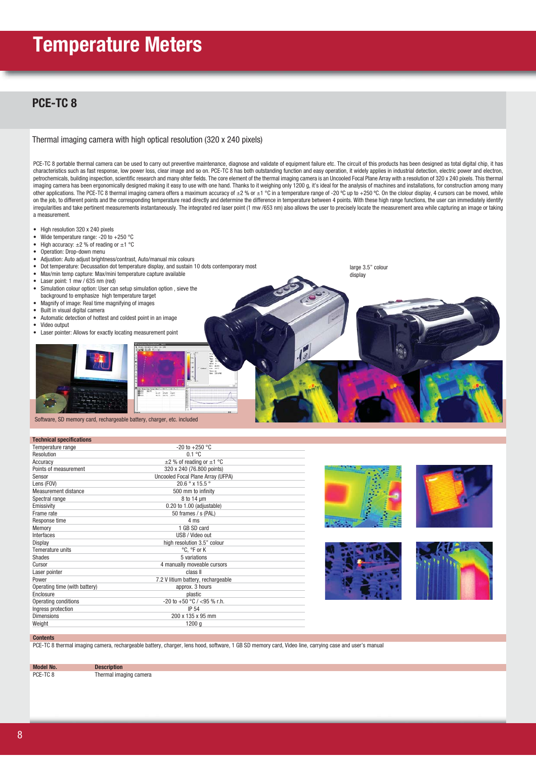# Temperature Meters

## PCE-TC 8

Thermal imaging camera with high optical resolution (320 x 240 pixels)

PCE-TC 8 portable thermal camera can be used to carry out preventive maintenance, diagnose and validate of equipment failure etc. The circuit of this products has been designed as total digital chip, it has characteristics such as fast response, low power loss, clear image and so on. PCE-TC 8 has both outstanding function and easy operation, it widely applies in industrial detection, electric power and electron, petrochemicals, building inspection, scientific research and many ohter fields. The core element of the thermal imaging camera is an Uncooled Focal Plane Array with a resolution of 320 x 240 pixels. This thermal imaging camera has been ergonomically designed making it easy to use with one hand. Thanks to it weighing only 1200 g, it's ideal for the analysis of machines and installations, for construction among many other applications. The PCE-TC 8 thermal imaging camera offers a maximum accuracy of ±2 % or ±1 °C in a temperature range of -20 ºC up to +250 ºC. On the clolour display, 4 cursors can be moved, while on the job, to different points and the corresponding temperature read directly and determine the difference in temperature between 4 points. With these high range functions, the user can immediately identify irregularities and take pertinent measurements instantaneously. The integrated red laser point (1 mw /653 nm) also allows the user to precisely locate the measurement area while capturing an image or taking a measurement.

- High resolution 320 x 240 pixels
- Wide temperature range: -20 to +250 °C
- High accuracy: ±2 % of reading or ±1 °C
- Operation: Drop-down menu
- Adjustion: Auto adjust brightness/contrast, Auto/manual mix colours
- Dot temperature: Decussation dot temperature display, and sustain 10 dots contemporary most
- Max/min temp capture: Max/mini temperature capture available
- Laser point: 1 mw / 635 nm (red)
- Simulation colour option: User can setup simulation option , sieve the background to emphasize high temperature target
- Magnify of image: Real time magnifying of images
- Built in visual digital camera
- Automatic detection of hottest and coldest point in an image
- Video output
- Laser pointer: Allows for exactly locating measurement point

large 3.5" colour display

Software, SD memory card, rechargeable battery, charger, etc. included

| Technical specifications | |
|---|---|
| Temperature range | -20 to +250 °C |
| Resolution | 0.1 °C |
| Accuracy | ±2 % of reading or ±1 °C |
| Points of measurement | 320 x 240 (76.800 points) |
| Sensor | Uncooled Focal Plane Array (UFPA) |
| Lens (FOV) | 20.6 ° x 15.5 ° |
| Measurement distance | 500 mm to infinity |
| Spectral range | 8 to 14 µm |
| Emissivity | 0.20 to 1.00 (adjustable) |
| Frame rate | 50 frames / s (PAL) |
| Response time | 4 ms |
| Memory | 1 GB SD card |
| Interfaces | USB / Video out |
| Display | high resolution 3.5" colour |
| Temerature units | °C, °F or K |
| Shades | 5 variations |
| Cursor | 4 manually moveable cursors |
| Laser pointer | class II |
| Power | 7.2 V litium battery, rechargeable |
| Operating time (with battery) | approx. 3 hours |
| Enclosure | plastic |
| Operating conditions | -20 to +50 °C / <95 % r.h. |
| Ingress protection | IP 54 |
| Dimensions | 200 x 135 x 95 mm |
| Weight | 1200 g |

**Contents**

PCE-TC 8 thermal imaging camera, rechargeable battery, charger, lens hood, software, 1 GB SD memory card, Video line, carrying case and user's manual

| Model No. | Description |
|---|---|
| PCE-TC 8 | Thermal imaging camera |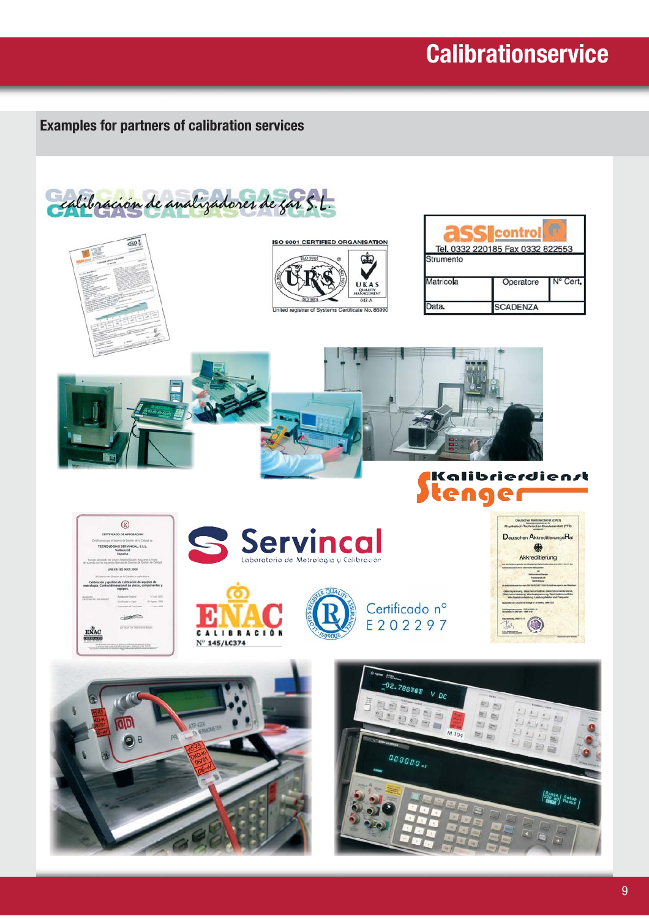## Calibrationservice

### Examples for partners of calibration services